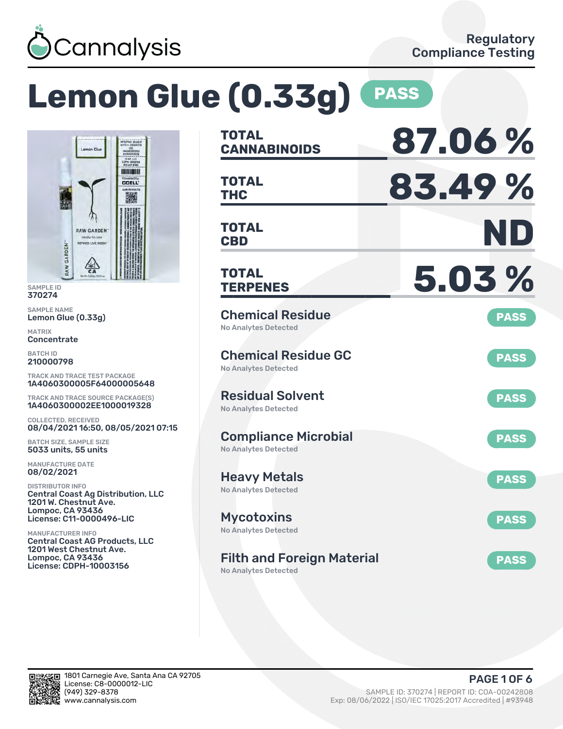Cannalysis

Regulatory Compliance Testing

# Lemon Glue (0.33g) PASS

SAMPLE ID
370274

SAMPLE NAME
Lemon Glue (0.33g)

MATRIX
Concentrate

BATCH ID
210000798

TRACK AND TRACE TEST PACKAGE
1A4060300005F64000005648

TRACK AND TRACE SOURCE PACKAGE(S)
1A4060300002EE1000019328

COLLECTED, RECEIVED
08/04/2021 16:50, 08/05/2021 07:15

BATCH SIZE, SAMPLE SIZE
5033 units, 55 units

MANUFACTURE DATE
08/02/2021

DISTRIBUTOR INFO
Central Coast Ag Distribution, LLC
1201 W. Chestnut Ave.
Lompoc, CA 93436
License: C11-0000496-LIC

MANUFACTURER INFO
Central Coast AG Products, LLC
1201 West Chestnut Ave.
Lompoc, CA 93436
License: CDPH-10003156

| | |
|---|---|
| **TOTAL CANNABINOIDS** | **87.06 %** |
| **TOTAL THC** | **83.49 %** |
| **TOTAL CBD** | **ND** |
| **TOTAL TERPENES** | **5.03 %** |

| Test | Result |
|---|---|
| **Chemical Residue** — No Analytes Detected | PASS |
| **Chemical Residue GC** — No Analytes Detected | PASS |
| **Residual Solvent** — No Analytes Detected | PASS |
| **Compliance Microbial** — No Analytes Detected | PASS |
| **Heavy Metals** — No Analytes Detected | PASS |
| **Mycotoxins** — No Analytes Detected | PASS |
| **Filth and Foreign Material** — No Analytes Detected | PASS |

1801 Carnegie Ave, Santa Ana CA 92705
License: C8-0000012-LIC
(949) 329-8378
www.cannalysis.com

SAMPLE ID: 370274 | REPORT ID: COA-00242808
Exp: 08/06/2022 | ISO/IEC 17025:2017 Accredited | #93948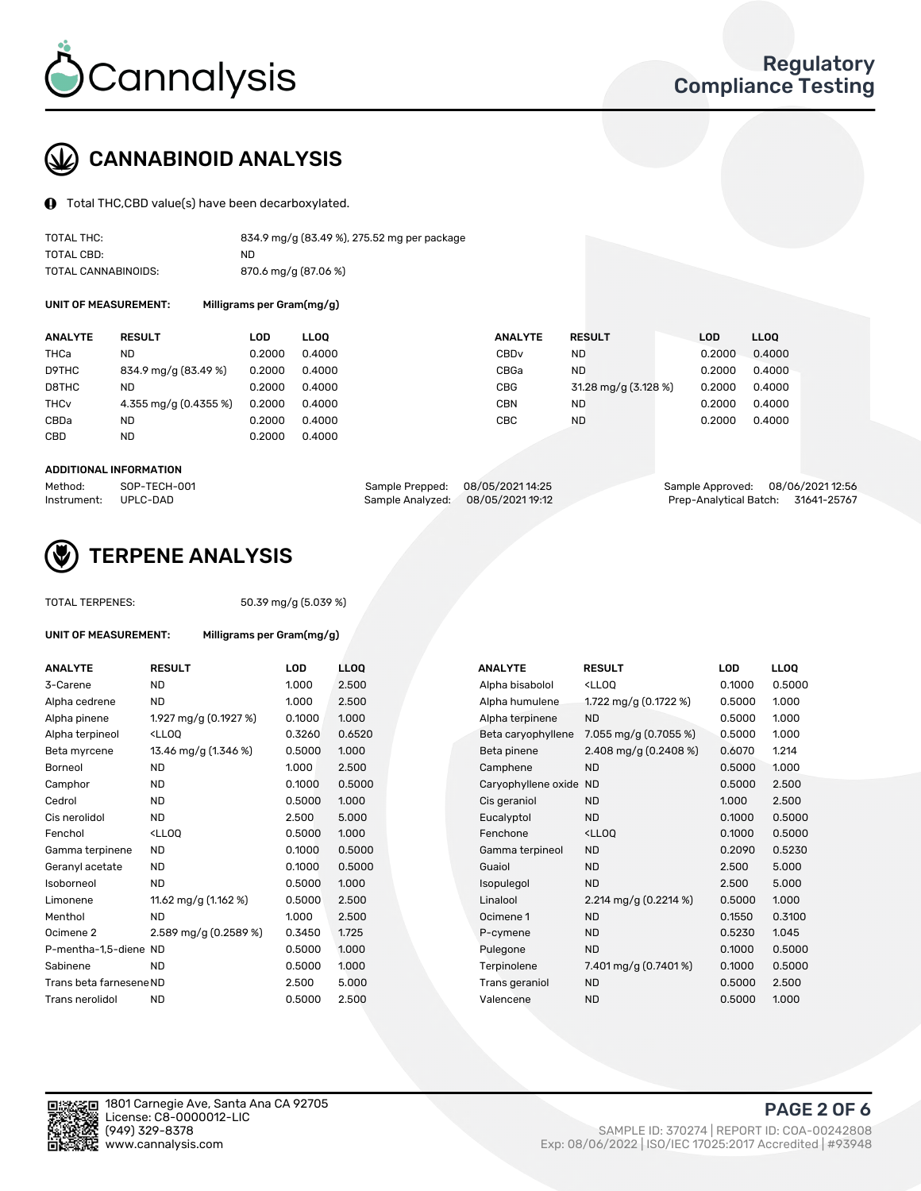# CANNABINOID ANALYSIS

Total THC,CBD value(s) have been decarboxylated.

| | |
|---|---|
| TOTAL THC: | 834.9 mg/g (83.49 %), 275.52 mg per package |
| TOTAL CBD: | ND |
| TOTAL CANNABINOIDS: | 870.6 mg/g (87.06 %) |

**UNIT OF MEASUREMENT:** Milligrams per Gram(mg/g)

| ANALYTE | RESULT | LOD | LLOQ | ANALYTE | RESULT | LOD | LLOQ |
|---|---|---|---|---|---|---|---|
| THCa | ND | 0.2000 | 0.4000 | CBDv | ND | 0.2000 | 0.4000 |
| D9THC | 834.9 mg/g (83.49 %) | 0.2000 | 0.4000 | CBGa | ND | 0.2000 | 0.4000 |
| D8THC | ND | 0.2000 | 0.4000 | CBG | 31.28 mg/g (3.128 %) | 0.2000 | 0.4000 |
| THCv | 4.355 mg/g (0.4355 %) | 0.2000 | 0.4000 | CBN | ND | 0.2000 | 0.4000 |
| CBDa | ND | 0.2000 | 0.4000 | CBC | ND | 0.2000 | 0.4000 |
| CBD | ND | 0.2000 | 0.4000 | | | | |

**ADDITIONAL INFORMATION**

| | | | | | |
|---|---|---|---|---|---|
| Method: | SOP-TECH-001 | Sample Prepped: | 08/05/2021 14:25 | Sample Approved: | 08/06/2021 12:56 |
| Instrument: | UPLC-DAD | Sample Analyzed: | 08/05/2021 19:12 | Prep-Analytical Batch: | 31641-25767 |

# TERPENE ANALYSIS

TOTAL TERPENES: 50.39 mg/g (5.039 %)

**UNIT OF MEASUREMENT:** Milligrams per Gram(mg/g)

| ANALYTE | RESULT | LOD | LLOQ | ANALYTE | RESULT | LOD | LLOQ |
|---|---|---|---|---|---|---|---|
| 3-Carene | ND | 1.000 | 2.500 | Alpha bisabolol | <LLOQ | 0.1000 | 0.5000 |
| Alpha cedrene | ND | 1.000 | 2.500 | Alpha humulene | 1.722 mg/g (0.1722 %) | 0.5000 | 1.000 |
| Alpha pinene | 1.927 mg/g (0.1927 %) | 0.1000 | 1.000 | Alpha terpinene | ND | 0.5000 | 1.000 |
| Alpha terpineol | <LLOQ | 0.3260 | 0.6520 | Beta caryophyllene | 7.055 mg/g (0.7055 %) | 0.5000 | 1.000 |
| Beta myrcene | 13.46 mg/g (1.346 %) | 0.5000 | 1.000 | Beta pinene | 2.408 mg/g (0.2408 %) | 0.6070 | 1.214 |
| Borneol | ND | 1.000 | 2.500 | Camphene | ND | 0.5000 | 1.000 |
| Camphor | ND | 0.1000 | 0.5000 | Caryophyllene oxide | ND | 0.5000 | 2.500 |
| Cedrol | ND | 0.5000 | 1.000 | Cis geraniol | ND | 1.000 | 2.500 |
| Cis nerolidol | ND | 2.500 | 5.000 | Eucalyptol | ND | 0.1000 | 0.5000 |
| Fenchol | <LLOQ | 0.5000 | 1.000 | Fenchone | <LLOQ | 0.1000 | 0.5000 |
| Gamma terpinene | ND | 0.1000 | 0.5000 | Gamma terpineol | ND | 0.2090 | 0.5230 |
| Geranyl acetate | ND | 0.1000 | 0.5000 | Guaiol | ND | 2.500 | 5.000 |
| Isoborneol | ND | 0.5000 | 1.000 | Isopulegol | ND | 2.500 | 5.000 |
| Limonene | 11.62 mg/g (1.162 %) | 0.5000 | 2.500 | Linalool | 2.214 mg/g (0.2214 %) | 0.5000 | 1.000 |
| Menthol | ND | 1.000 | 2.500 | Ocimene 1 | ND | 0.1550 | 0.3100 |
| Ocimene 2 | 2.589 mg/g (0.2589 %) | 0.3450 | 1.725 | P-cymene | ND | 0.5230 | 1.045 |
| P-mentha-1,5-diene | ND | 0.5000 | 1.000 | Pulegone | ND | 0.1000 | 0.5000 |
| Sabinene | ND | 0.5000 | 1.000 | Terpinolene | 7.401 mg/g (0.7401 %) | 0.1000 | 0.5000 |
| Trans beta farnesene | ND | 2.500 | 5.000 | Trans geraniol | ND | 0.5000 | 2.500 |
| Trans nerolidol | ND | 0.5000 | 2.500 | Valencene | ND | 0.5000 | 1.000 |

1801 Carnegie Ave, Santa Ana CA 92705
License: C8-0000012-LIC
(949) 329-8378
www.cannalysis.com

SAMPLE ID: 370274 | REPORT ID: COA-00242808
Exp: 08/06/2022 | ISO/IEC 17025:2017 Accredited | #93948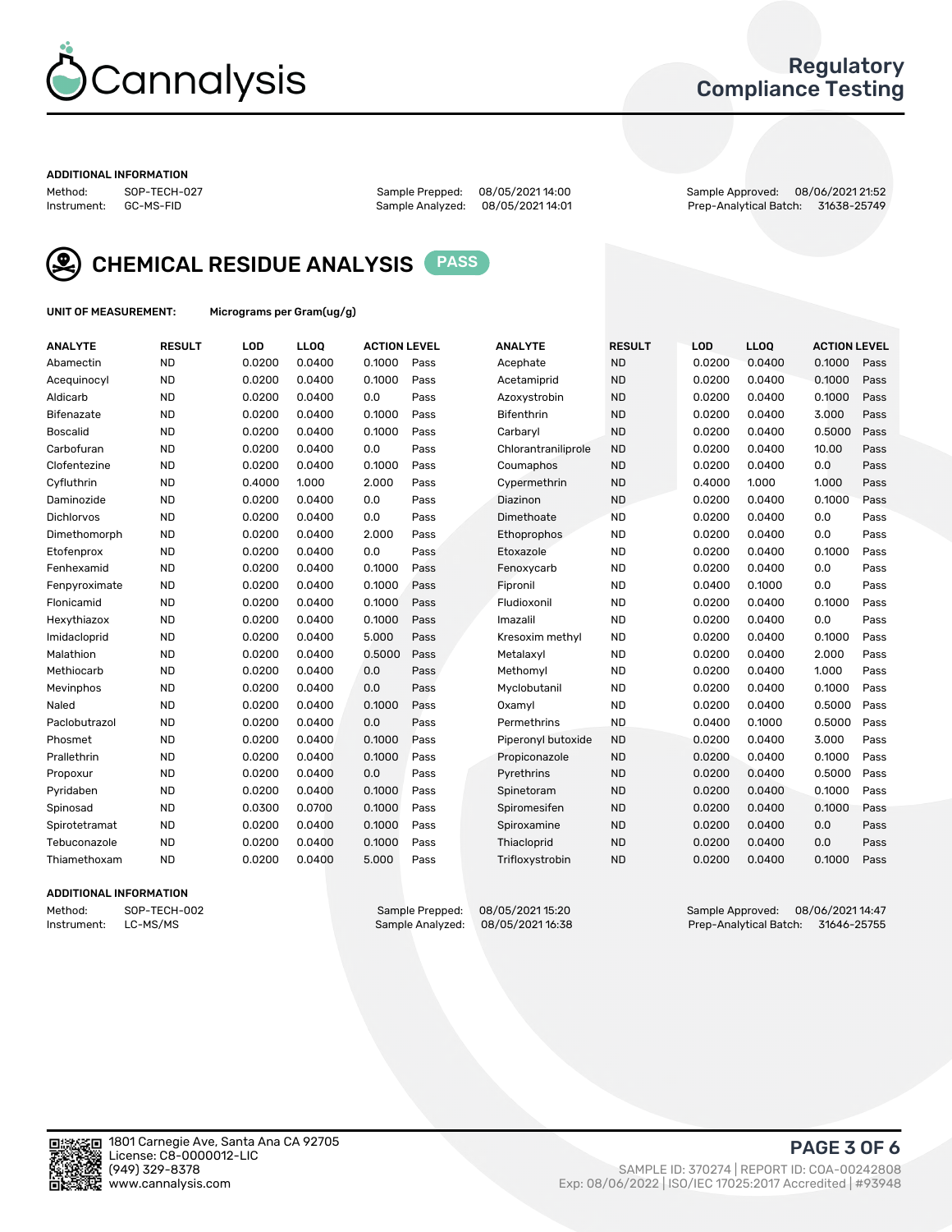# Cannalysis

## Regulatory Compliance Testing

**ADDITIONAL INFORMATION**

Method: SOP-TECH-027
Instrument: GC-MS-FID

Sample Prepped: 08/05/2021 14:00
Sample Analyzed: 08/05/2021 14:01

Sample Approved: 08/06/2021 21:52
Prep-Analytical Batch: 31638-25749

## CHEMICAL RESIDUE ANALYSIS PASS

**UNIT OF MEASUREMENT:** Micrograms per Gram(ug/g)

| ANALYTE | RESULT | LOD | LLOQ | ACTION LEVEL | | ANALYTE | RESULT | LOD | LLOQ | ACTION LEVEL | |
|---|---|---|---|---|---|---|---|---|---|---|---|
| Abamectin | ND | 0.0200 | 0.0400 | 0.1000 | Pass | Acephate | ND | 0.0200 | 0.0400 | 0.1000 | Pass |
| Acequinocyl | ND | 0.0200 | 0.0400 | 0.1000 | Pass | Acetamiprid | ND | 0.0200 | 0.0400 | 0.1000 | Pass |
| Aldicarb | ND | 0.0200 | 0.0400 | 0.0 | Pass | Azoxystrobin | ND | 0.0200 | 0.0400 | 0.1000 | Pass |
| Bifenazate | ND | 0.0200 | 0.0400 | 0.1000 | Pass | Bifenthrin | ND | 0.0200 | 0.0400 | 3.000 | Pass |
| Boscalid | ND | 0.0200 | 0.0400 | 0.1000 | Pass | Carbaryl | ND | 0.0200 | 0.0400 | 0.5000 | Pass |
| Carbofuran | ND | 0.0200 | 0.0400 | 0.0 | Pass | Chlorantraniliprole | ND | 0.0200 | 0.0400 | 10.00 | Pass |
| Clofentezine | ND | 0.0200 | 0.0400 | 0.1000 | Pass | Coumaphos | ND | 0.0200 | 0.0400 | 0.0 | Pass |
| Cyfluthrin | ND | 0.4000 | 1.000 | 2.000 | Pass | Cypermethrin | ND | 0.4000 | 1.000 | 1.000 | Pass |
| Daminozide | ND | 0.0200 | 0.0400 | 0.0 | Pass | Diazinon | ND | 0.0200 | 0.0400 | 0.1000 | Pass |
| Dichlorvos | ND | 0.0200 | 0.0400 | 0.0 | Pass | Dimethoate | ND | 0.0200 | 0.0400 | 0.0 | Pass |
| Dimethomorph | ND | 0.0200 | 0.0400 | 2.000 | Pass | Ethoprophos | ND | 0.0200 | 0.0400 | 0.0 | Pass |
| Etofenprox | ND | 0.0200 | 0.0400 | 0.0 | Pass | Etoxazole | ND | 0.0200 | 0.0400 | 0.1000 | Pass |
| Fenhexamid | ND | 0.0200 | 0.0400 | 0.1000 | Pass | Fenoxycarb | ND | 0.0200 | 0.0400 | 0.0 | Pass |
| Fenpyroximate | ND | 0.0200 | 0.0400 | 0.1000 | Pass | Fipronil | ND | 0.0400 | 0.1000 | 0.0 | Pass |
| Flonicamid | ND | 0.0200 | 0.0400 | 0.1000 | Pass | Fludioxonil | ND | 0.0200 | 0.0400 | 0.1000 | Pass |
| Hexythiazox | ND | 0.0200 | 0.0400 | 0.1000 | Pass | Imazalil | ND | 0.0200 | 0.0400 | 0.0 | Pass |
| Imidacloprid | ND | 0.0200 | 0.0400 | 5.000 | Pass | Kresoxim methyl | ND | 0.0200 | 0.0400 | 0.1000 | Pass |
| Malathion | ND | 0.0200 | 0.0400 | 0.5000 | Pass | Metalaxyl | ND | 0.0200 | 0.0400 | 2.000 | Pass |
| Methiocarb | ND | 0.0200 | 0.0400 | 0.0 | Pass | Methomyl | ND | 0.0200 | 0.0400 | 1.000 | Pass |
| Mevinphos | ND | 0.0200 | 0.0400 | 0.0 | Pass | Myclobutanil | ND | 0.0200 | 0.0400 | 0.1000 | Pass |
| Naled | ND | 0.0200 | 0.0400 | 0.1000 | Pass | Oxamyl | ND | 0.0200 | 0.0400 | 0.5000 | Pass |
| Paclobutrazol | ND | 0.0200 | 0.0400 | 0.0 | Pass | Permethrins | ND | 0.0400 | 0.1000 | 0.5000 | Pass |
| Phosmet | ND | 0.0200 | 0.0400 | 0.1000 | Pass | Piperonyl butoxide | ND | 0.0200 | 0.0400 | 3.000 | Pass |
| Prallethrin | ND | 0.0200 | 0.0400 | 0.1000 | Pass | Propiconazole | ND | 0.0200 | 0.0400 | 0.1000 | Pass |
| Propoxur | ND | 0.0200 | 0.0400 | 0.0 | Pass | Pyrethrins | ND | 0.0200 | 0.0400 | 0.5000 | Pass |
| Pyridaben | ND | 0.0200 | 0.0400 | 0.1000 | Pass | Spinetoram | ND | 0.0200 | 0.0400 | 0.1000 | Pass |
| Spinosad | ND | 0.0300 | 0.0700 | 0.1000 | Pass | Spiromesifen | ND | 0.0200 | 0.0400 | 0.1000 | Pass |
| Spirotetramat | ND | 0.0200 | 0.0400 | 0.1000 | Pass | Spiroxamine | ND | 0.0200 | 0.0400 | 0.0 | Pass |
| Tebuconazole | ND | 0.0200 | 0.0400 | 0.1000 | Pass | Thiacloprid | ND | 0.0200 | 0.0400 | 0.0 | Pass |
| Thiamethoxam | ND | 0.0200 | 0.0400 | 5.000 | Pass | Trifloxystrobin | ND | 0.0200 | 0.0400 | 0.1000 | Pass |

**ADDITIONAL INFORMATION**

Method: SOP-TECH-002
Instrument: LC-MS/MS

Sample Prepped: 08/05/2021 15:20
Sample Analyzed: 08/05/2021 16:38

Sample Approved: 08/06/2021 14:47
Prep-Analytical Batch: 31646-25755

1801 Carnegie Ave, Santa Ana CA 92705
License: C8-0000012-LIC
(949) 329-8378
www.cannalysis.com

SAMPLE ID: 370274 | REPORT ID: COA-00242808
Exp: 08/06/2022 | ISO/IEC 17025:2017 Accredited | #93948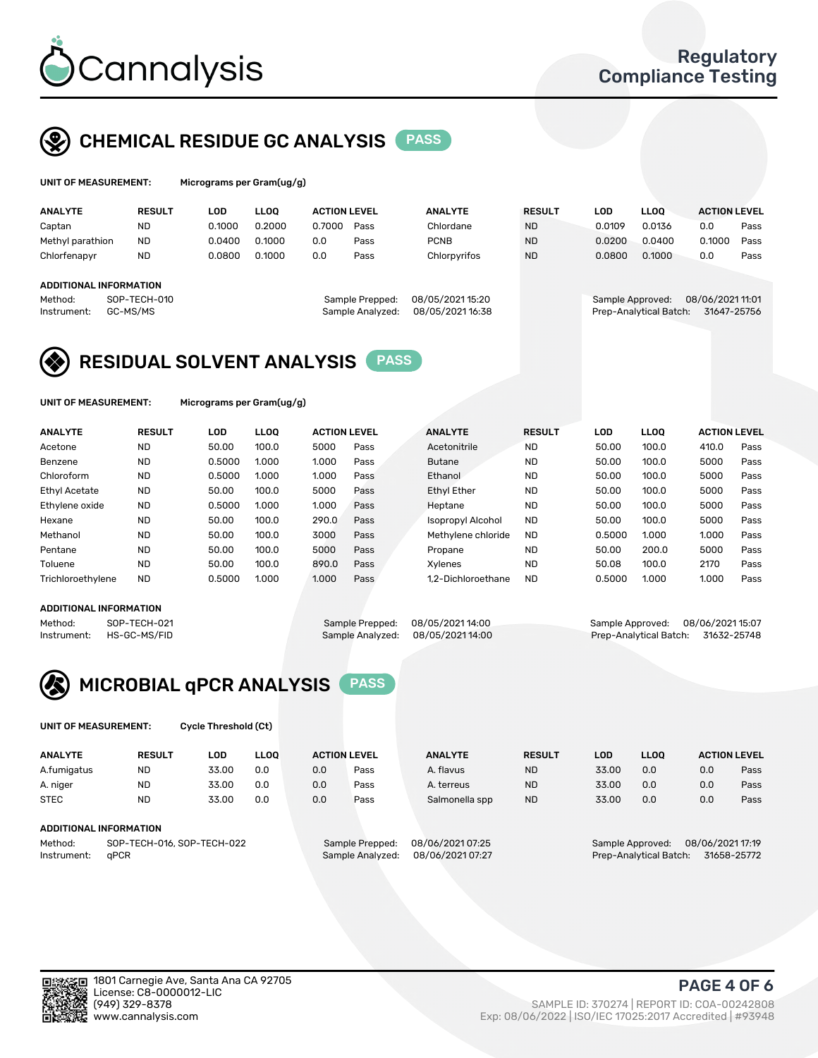# Cannalysis

Regulatory Compliance Testing

## CHEMICAL RESIDUE GC ANALYSIS — PASS

**UNIT OF MEASUREMENT:** Micrograms per Gram(ug/g)

| ANALYTE | RESULT | LOD | LLOQ | ACTION LEVEL | | ANALYTE | RESULT | LOD | LLOQ | ACTION LEVEL | |
|---|---|---|---|---|---|---|---|---|---|---|---|
| Captan | ND | 0.1000 | 0.2000 | 0.7000 | Pass | Chlordane | ND | 0.0109 | 0.0136 | 0.0 | Pass |
| Methyl parathion | ND | 0.0400 | 0.1000 | 0.0 | Pass | PCNB | ND | 0.0200 | 0.0400 | 0.1000 | Pass |
| Chlorfenapyr | ND | 0.0800 | 0.1000 | 0.0 | Pass | Chlorpyrifos | ND | 0.0800 | 0.1000 | 0.0 | Pass |

**ADDITIONAL INFORMATION**

Method: SOP-TECH-010
Instrument: GC-MS/MS
Sample Prepped: 08/05/2021 15:20
Sample Analyzed: 08/05/2021 16:38
Sample Approved: 08/06/2021 11:01
Prep-Analytical Batch: 31647-25756

## RESIDUAL SOLVENT ANALYSIS — PASS

**UNIT OF MEASUREMENT:** Micrograms per Gram(ug/g)

| ANALYTE | RESULT | LOD | LLOQ | ACTION LEVEL | | ANALYTE | RESULT | LOD | LLOQ | ACTION LEVEL | |
|---|---|---|---|---|---|---|---|---|---|---|---|
| Acetone | ND | 50.00 | 100.0 | 5000 | Pass | Acetonitrile | ND | 50.00 | 100.0 | 410.0 | Pass |
| Benzene | ND | 0.5000 | 1.000 | 1.000 | Pass | Butane | ND | 50.00 | 100.0 | 5000 | Pass |
| Chloroform | ND | 0.5000 | 1.000 | 1.000 | Pass | Ethanol | ND | 50.00 | 100.0 | 5000 | Pass |
| Ethyl Acetate | ND | 50.00 | 100.0 | 5000 | Pass | Ethyl Ether | ND | 50.00 | 100.0 | 5000 | Pass |
| Ethylene oxide | ND | 0.5000 | 1.000 | 1.000 | Pass | Heptane | ND | 50.00 | 100.0 | 5000 | Pass |
| Hexane | ND | 50.00 | 100.0 | 290.0 | Pass | Isopropyl Alcohol | ND | 50.00 | 100.0 | 5000 | Pass |
| Methanol | ND | 50.00 | 100.0 | 3000 | Pass | Methylene chloride | ND | 0.5000 | 1.000 | 1.000 | Pass |
| Pentane | ND | 50.00 | 100.0 | 5000 | Pass | Propane | ND | 50.00 | 200.0 | 5000 | Pass |
| Toluene | ND | 50.00 | 100.0 | 890.0 | Pass | Xylenes | ND | 50.08 | 100.0 | 2170 | Pass |
| Trichloroethylene | ND | 0.5000 | 1.000 | 1.000 | Pass | 1,2-Dichloroethane | ND | 0.5000 | 1.000 | 1.000 | Pass |

**ADDITIONAL INFORMATION**

Method: SOP-TECH-021
Instrument: HS-GC-MS/FID
Sample Prepped: 08/05/2021 14:00
Sample Analyzed: 08/05/2021 14:00
Sample Approved: 08/06/2021 15:07
Prep-Analytical Batch: 31632-25748

## MICROBIAL qPCR ANALYSIS — PASS

**UNIT OF MEASUREMENT:** Cycle Threshold (Ct)

| ANALYTE | RESULT | LOD | LLOQ | ACTION LEVEL | | ANALYTE | RESULT | LOD | LLOQ | ACTION LEVEL | |
|---|---|---|---|---|---|---|---|---|---|---|---|
| A.fumigatus | ND | 33.00 | 0.0 | 0.0 | Pass | A. flavus | ND | 33.00 | 0.0 | 0.0 | Pass |
| A. niger | ND | 33.00 | 0.0 | 0.0 | Pass | A. terreus | ND | 33.00 | 0.0 | 0.0 | Pass |
| STEC | ND | 33.00 | 0.0 | 0.0 | Pass | Salmonella spp | ND | 33.00 | 0.0 | 0.0 | Pass |

**ADDITIONAL INFORMATION**

Method: SOP-TECH-016, SOP-TECH-022
Instrument: qPCR
Sample Prepped: 08/06/2021 07:25
Sample Analyzed: 08/06/2021 07:27
Sample Approved: 08/06/2021 17:19
Prep-Analytical Batch: 31658-25772

1801 Carnegie Ave, Santa Ana CA 92705
License: C8-0000012-LIC
(949) 329-8378
www.cannalysis.com

SAMPLE ID: 370274 | REPORT ID: COA-00242808
Exp: 08/06/2022 | ISO/IEC 17025:2017 Accredited | #93948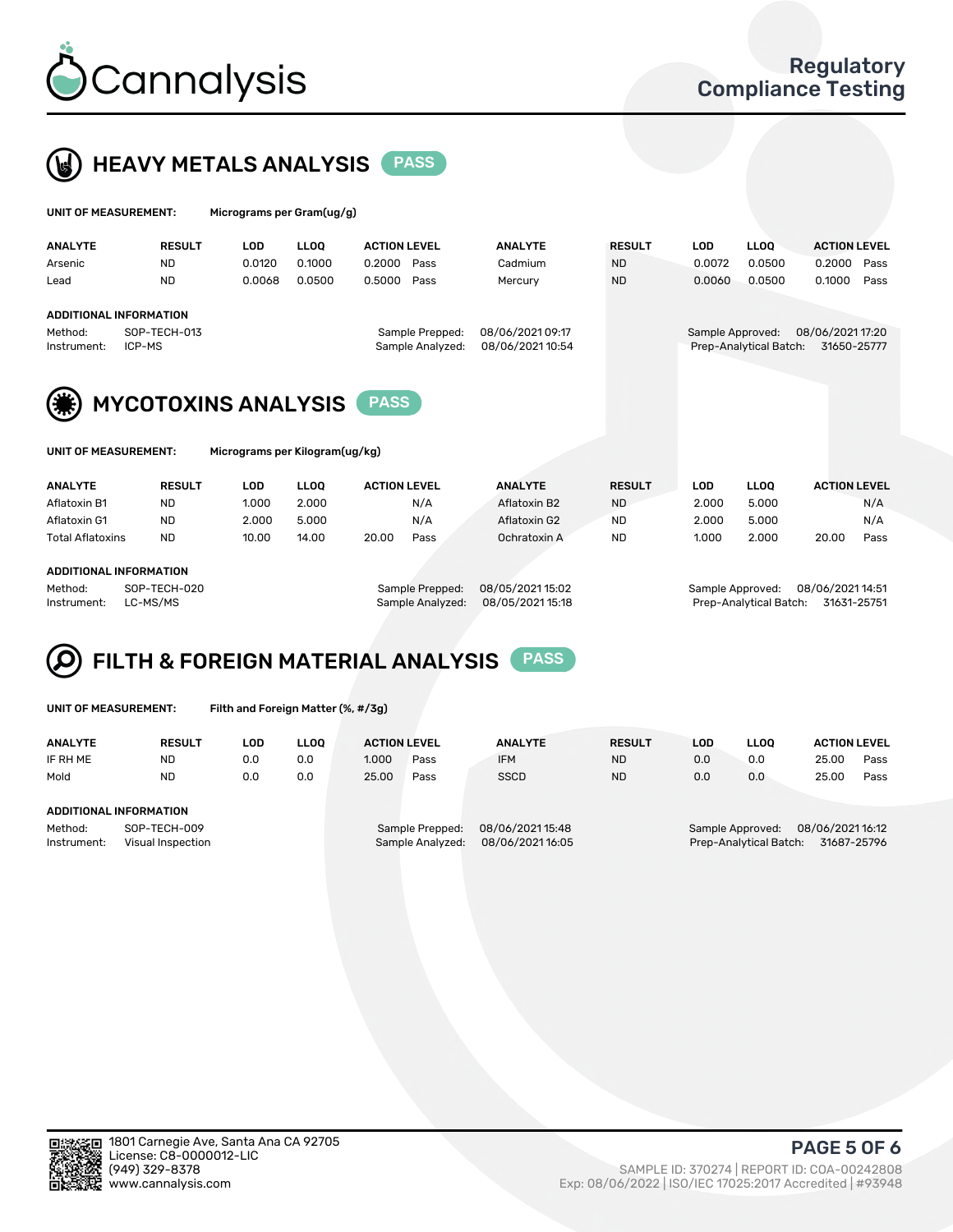# Cannalysis

Regulatory Compliance Testing

## HEAVY METALS ANALYSIS PASS

**UNIT OF MEASUREMENT:** Micrograms per Gram(ug/g)

| ANALYTE | RESULT | LOD | LLOQ | ACTION LEVEL | | ANALYTE | RESULT | LOD | LLOQ | ACTION LEVEL | |
|---|---|---|---|---|---|---|---|---|---|---|---|
| Arsenic | ND | 0.0120 | 0.1000 | 0.2000 | Pass | Cadmium | ND | 0.0072 | 0.0500 | 0.2000 | Pass |
| Lead | ND | 0.0068 | 0.0500 | 0.5000 | Pass | Mercury | ND | 0.0060 | 0.0500 | 0.1000 | Pass |

**ADDITIONAL INFORMATION**

Method: SOP-TECH-013
Instrument: ICP-MS
Sample Prepped: 08/06/2021 09:17
Sample Analyzed: 08/06/2021 10:54
Sample Approved: 08/06/2021 17:20
Prep-Analytical Batch: 31650-25777

## MYCOTOXINS ANALYSIS PASS

**UNIT OF MEASUREMENT:** Micrograms per Kilogram(ug/kg)

| ANALYTE | RESULT | LOD | LLOQ | ACTION LEVEL | | ANALYTE | RESULT | LOD | LLOQ | ACTION LEVEL | |
|---|---|---|---|---|---|---|---|---|---|---|---|
| Aflatoxin B1 | ND | 1.000 | 2.000 | | N/A | Aflatoxin B2 | ND | 2.000 | 5.000 | | N/A |
| Aflatoxin G1 | ND | 2.000 | 5.000 | | N/A | Aflatoxin G2 | ND | 2.000 | 5.000 | | N/A |
| Total Aflatoxins | ND | 10.00 | 14.00 | 20.00 | Pass | Ochratoxin A | ND | 1.000 | 2.000 | 20.00 | Pass |

**ADDITIONAL INFORMATION**

Method: SOP-TECH-020
Instrument: LC-MS/MS
Sample Prepped: 08/05/2021 15:02
Sample Analyzed: 08/05/2021 15:18
Sample Approved: 08/06/2021 14:51
Prep-Analytical Batch: 31631-25751

## FILTH & FOREIGN MATERIAL ANALYSIS PASS

**UNIT OF MEASUREMENT:** Filth and Foreign Matter (%, #/3g)

| ANALYTE | RESULT | LOD | LLOQ | ACTION LEVEL | | ANALYTE | RESULT | LOD | LLOQ | ACTION LEVEL | |
|---|---|---|---|---|---|---|---|---|---|---|---|
| IF RH ME | ND | 0.0 | 0.0 | 1.000 | Pass | IFM | ND | 0.0 | 0.0 | 25.00 | Pass |
| Mold | ND | 0.0 | 0.0 | 25.00 | Pass | SSCD | ND | 0.0 | 0.0 | 25.00 | Pass |

**ADDITIONAL INFORMATION**

Method: SOP-TECH-009
Instrument: Visual Inspection
Sample Prepped: 08/06/2021 15:48
Sample Analyzed: 08/06/2021 16:05
Sample Approved: 08/06/2021 16:12
Prep-Analytical Batch: 31687-25796

1801 Carnegie Ave, Santa Ana CA 92705
License: C8-0000012-LIC
(949) 329-8378
www.cannalysis.com

SAMPLE ID: 370274 | REPORT ID: COA-00242808
Exp: 08/06/2022 | ISO/IEC 17025:2017 Accredited | #93948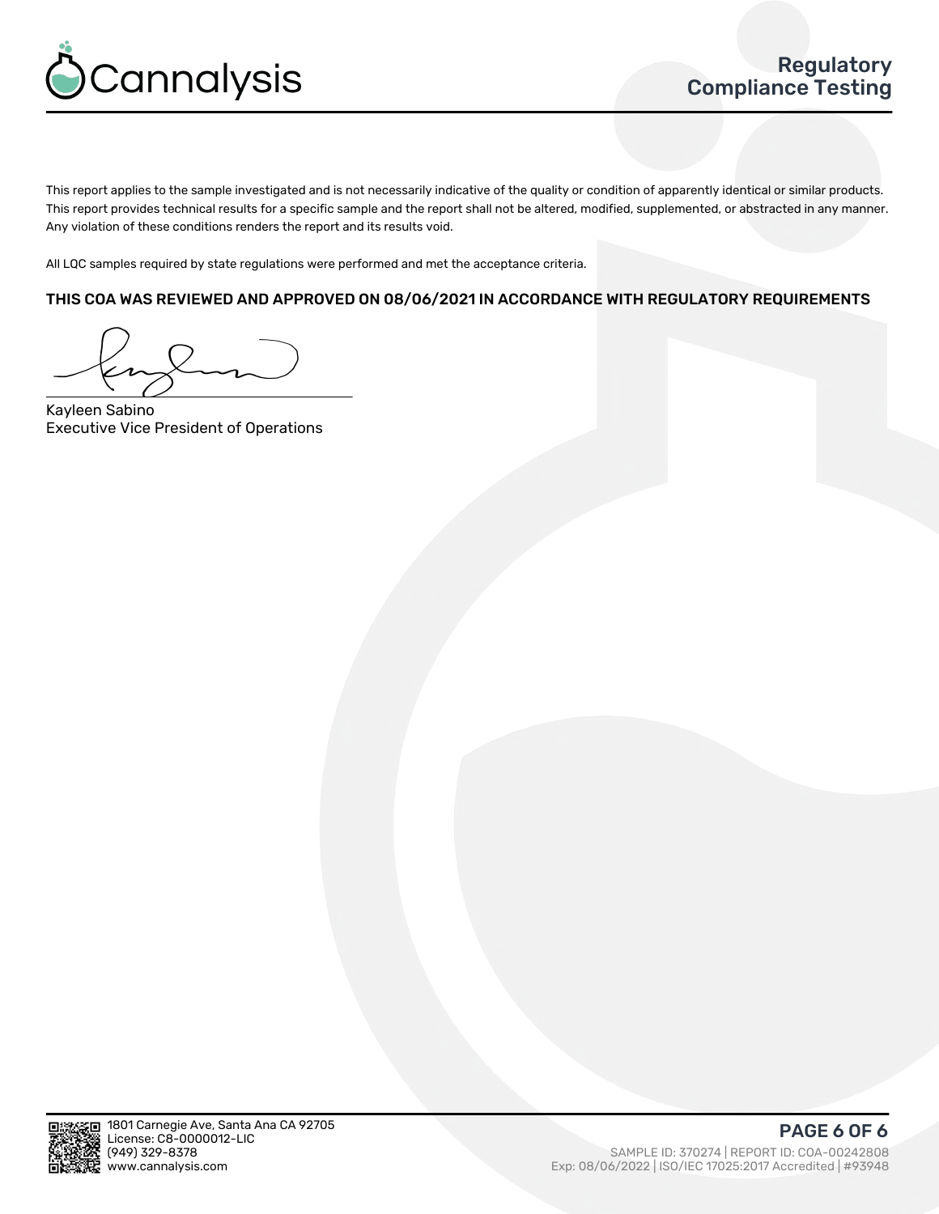This report applies to the sample investigated and is not necessarily indicative of the quality or condition of apparently identical or similar products. This report provides technical results for a specific sample and the report shall not be altered, modified, supplemented, or abstracted in any manner. Any violation of these conditions renders the report and its results void.

All LQC samples required by state regulations were performed and met the acceptance criteria.

**THIS COA WAS REVIEWED AND APPROVED ON 08/06/2021 IN ACCORDANCE WITH REGULATORY REQUIREMENTS**

Kayleen Sabino
Executive Vice President of Operations

1801 Carnegie Ave, Santa Ana CA 92705
License: C8-0000012-LIC
(949) 329-8378
www.cannalysis.com

SAMPLE ID: 370274 | REPORT ID: COA-00242808
Exp: 08/06/2022 | ISO/IEC 17025:2017 Accredited | #93948